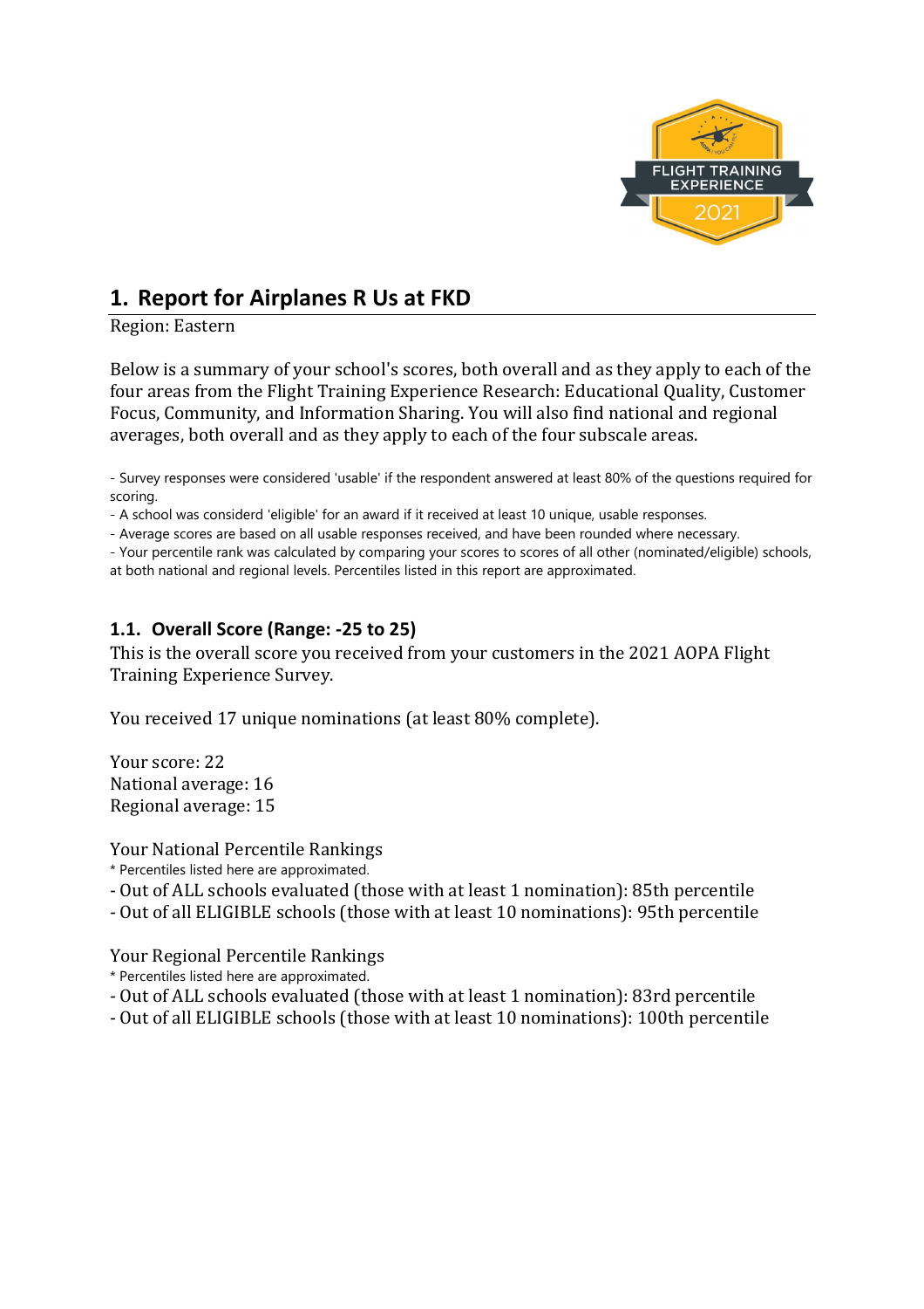# 1. Report for Airplanes R Us at FKD

Region: Eastern

Below is a summary of your school's scores, both overall and as they apply to each of the four areas from the Flight Training Experience Research: Educational Quality, Customer Focus, Community, and Information Sharing. You will also find national and regional averages, both overall and as they apply to each of the four subscale areas.

- Survey responses were considered 'usable' if the respondent answered at least 80% of the questions required for scoring.
- A school was considerd 'eligible' for an award if it received at least 10 unique, usable responses.
- Average scores are based on all usable responses received, and have been rounded where necessary.
- Your percentile rank was calculated by comparing your scores to scores of all other (nominated/eligible) schools, at both national and regional levels. Percentiles listed in this report are approximated.

## 1.1. Overall Score (Range: -25 to 25)

This is the overall score you received from your customers in the 2021 AOPA Flight Training Experience Survey.

You received 17 unique nominations (at least 80% complete).

Your score: 22
National average: 16
Regional average: 15

Your National Percentile Rankings

* Percentiles listed here are approximated.

- Out of ALL schools evaluated (those with at least 1 nomination): 85th percentile
- Out of all ELIGIBLE schools (those with at least 10 nominations): 95th percentile

Your Regional Percentile Rankings

* Percentiles listed here are approximated.

- Out of ALL schools evaluated (those with at least 1 nomination): 83rd percentile
- Out of all ELIGIBLE schools (those with at least 10 nominations): 100th percentile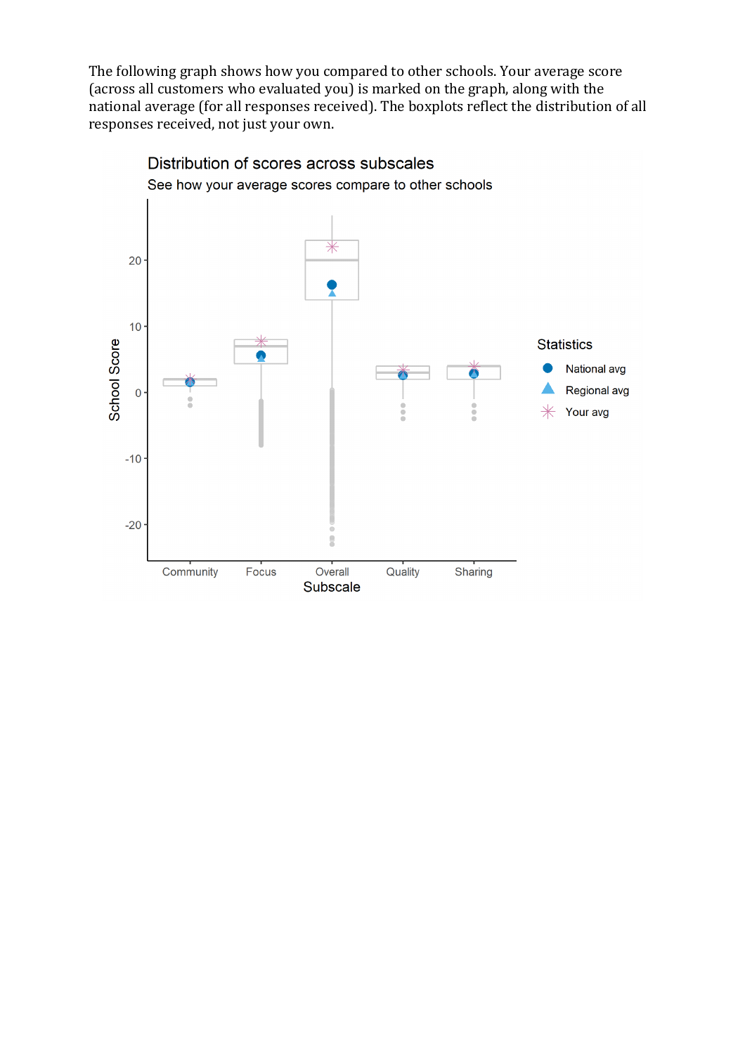The following graph shows how you compared to other schools. Your average score (across all customers who evaluated you) is marked on the graph, along with the national average (for all responses received). The boxplots reflect the distribution of all responses received, not just your own.

Distribution of scores across subscales

See how your average scores compare to other schools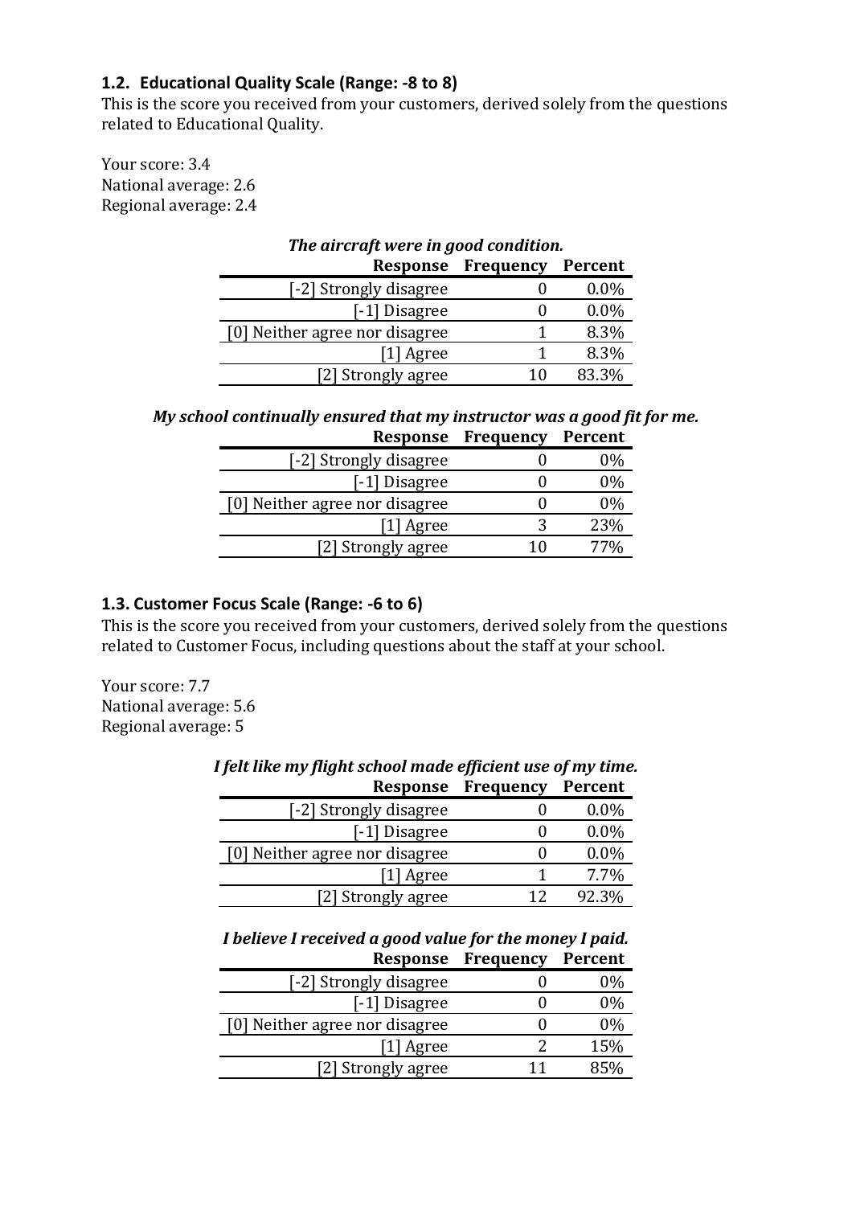## 1.2. Educational Quality Scale (Range: -8 to 8)

This is the score you received from your customers, derived solely from the questions related to Educational Quality.

Your score: 3.4
National average: 2.6
Regional average: 2.4

***The aircraft were in good condition.***

| Response | Frequency | Percent |
|---:|---:|---:|
| [-2] Strongly disagree | 0 | 0.0% |
| [-1] Disagree | 0 | 0.0% |
| [0] Neither agree nor disagree | 1 | 8.3% |
| [1] Agree | 1 | 8.3% |
| [2] Strongly agree | 10 | 83.3% |

***My school continually ensured that my instructor was a good fit for me.***

| Response | Frequency | Percent |
|---:|---:|---:|
| [-2] Strongly disagree | 0 | 0% |
| [-1] Disagree | 0 | 0% |
| [0] Neither agree nor disagree | 0 | 0% |
| [1] Agree | 3 | 23% |
| [2] Strongly agree | 10 | 77% |

## 1.3. Customer Focus Scale (Range: -6 to 6)

This is the score you received from your customers, derived solely from the questions related to Customer Focus, including questions about the staff at your school.

Your score: 7.7
National average: 5.6
Regional average: 5

***I felt like my flight school made efficient use of my time.***

| Response | Frequency | Percent |
|---:|---:|---:|
| [-2] Strongly disagree | 0 | 0.0% |
| [-1] Disagree | 0 | 0.0% |
| [0] Neither agree nor disagree | 0 | 0.0% |
| [1] Agree | 1 | 7.7% |
| [2] Strongly agree | 12 | 92.3% |

***I believe I received a good value for the money I paid.***

| Response | Frequency | Percent |
|---:|---:|---:|
| [-2] Strongly disagree | 0 | 0% |
| [-1] Disagree | 0 | 0% |
| [0] Neither agree nor disagree | 0 | 0% |
| [1] Agree | 2 | 15% |
| [2] Strongly agree | 11 | 85% |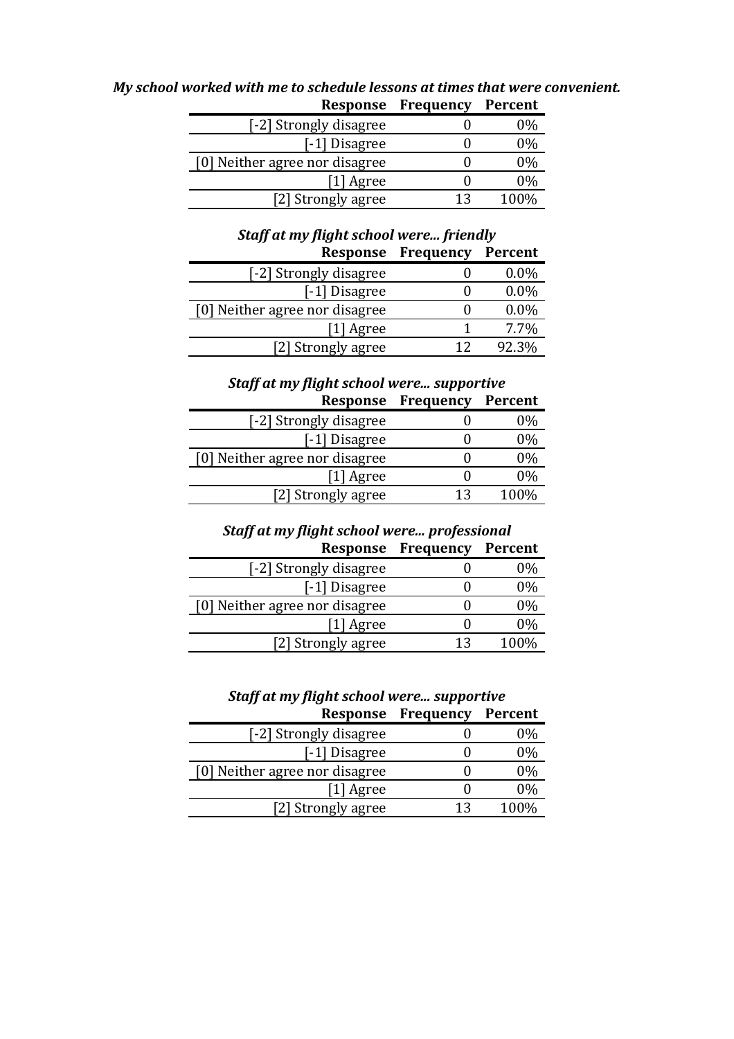***My school worked with me to schedule lessons at times that were convenient.***

| Response | Frequency | Percent |
|---|---|---|
| [-2] Strongly disagree | 0 | 0% |
| [-1] Disagree | 0 | 0% |
| [0] Neither agree nor disagree | 0 | 0% |
| [1] Agree | 0 | 0% |
| [2] Strongly agree | 13 | 100% |

***Staff at my flight school were... friendly***

| Response | Frequency | Percent |
|---|---|---|
| [-2] Strongly disagree | 0 | 0.0% |
| [-1] Disagree | 0 | 0.0% |
| [0] Neither agree nor disagree | 0 | 0.0% |
| [1] Agree | 1 | 7.7% |
| [2] Strongly agree | 12 | 92.3% |

***Staff at my flight school were... supportive***

| Response | Frequency | Percent |
|---|---|---|
| [-2] Strongly disagree | 0 | 0% |
| [-1] Disagree | 0 | 0% |
| [0] Neither agree nor disagree | 0 | 0% |
| [1] Agree | 0 | 0% |
| [2] Strongly agree | 13 | 100% |

***Staff at my flight school were... professional***

| Response | Frequency | Percent |
|---|---|---|
| [-2] Strongly disagree | 0 | 0% |
| [-1] Disagree | 0 | 0% |
| [0] Neither agree nor disagree | 0 | 0% |
| [1] Agree | 0 | 0% |
| [2] Strongly agree | 13 | 100% |

***Staff at my flight school were... supportive***

| Response | Frequency | Percent |
|---|---|---|
| [-2] Strongly disagree | 0 | 0% |
| [-1] Disagree | 0 | 0% |
| [0] Neither agree nor disagree | 0 | 0% |
| [1] Agree | 0 | 0% |
| [2] Strongly agree | 13 | 100% |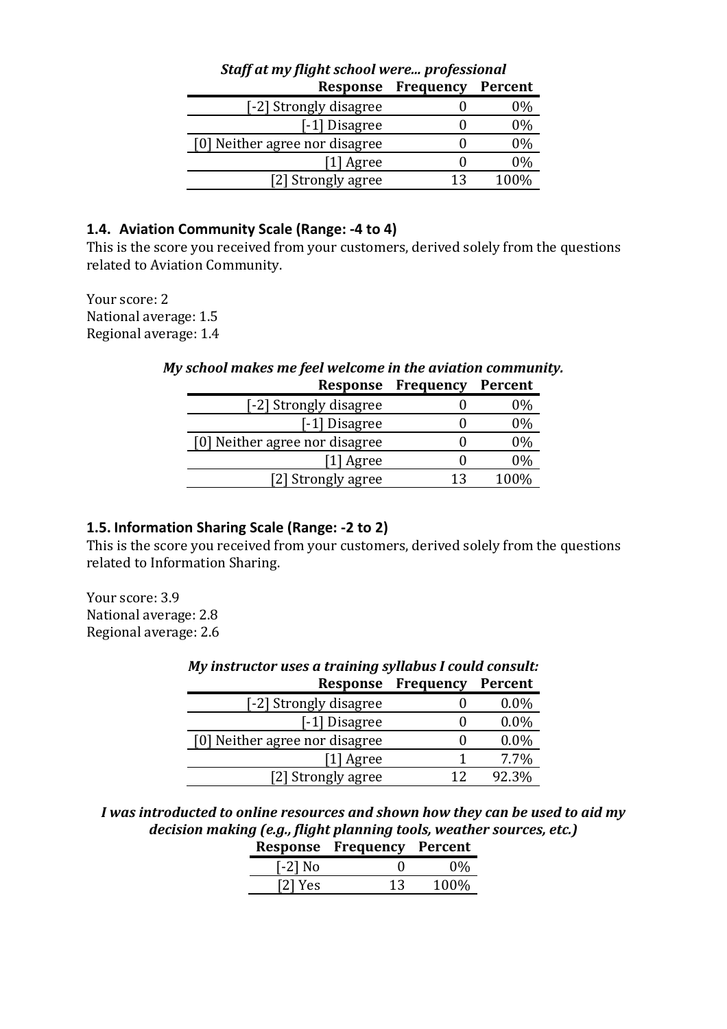***Staff at my flight school were... professional***

| Response | Frequency | Percent |
|---:|---:|---:|
| [-2] Strongly disagree | 0 | 0% |
| [-1] Disagree | 0 | 0% |
| [0] Neither agree nor disagree | 0 | 0% |
| [1] Agree | 0 | 0% |
| [2] Strongly agree | 13 | 100% |

### 1.4. Aviation Community Scale (Range: -4 to 4)

This is the score you received from your customers, derived solely from the questions related to Aviation Community.

Your score: 2
National average: 1.5
Regional average: 1.4

***My school makes me feel welcome in the aviation community.***

| Response | Frequency | Percent |
|---:|---:|---:|
| [-2] Strongly disagree | 0 | 0% |
| [-1] Disagree | 0 | 0% |
| [0] Neither agree nor disagree | 0 | 0% |
| [1] Agree | 0 | 0% |
| [2] Strongly agree | 13 | 100% |

### 1.5. Information Sharing Scale (Range: -2 to 2)

This is the score you received from your customers, derived solely from the questions related to Information Sharing.

Your score: 3.9
National average: 2.8
Regional average: 2.6

***My instructor uses a training syllabus I could consult:***

| Response | Frequency | Percent |
|---:|---:|---:|
| [-2] Strongly disagree | 0 | 0.0% |
| [-1] Disagree | 0 | 0.0% |
| [0] Neither agree nor disagree | 0 | 0.0% |
| [1] Agree | 1 | 7.7% |
| [2] Strongly agree | 12 | 92.3% |

***I was introducted to online resources and shown how they can be used to aid my decision making (e.g., flight planning tools, weather sources, etc.)***

| Response | Frequency | Percent |
|---:|---:|---:|
| [-2] No | 0 | 0% |
| [2] Yes | 13 | 100% |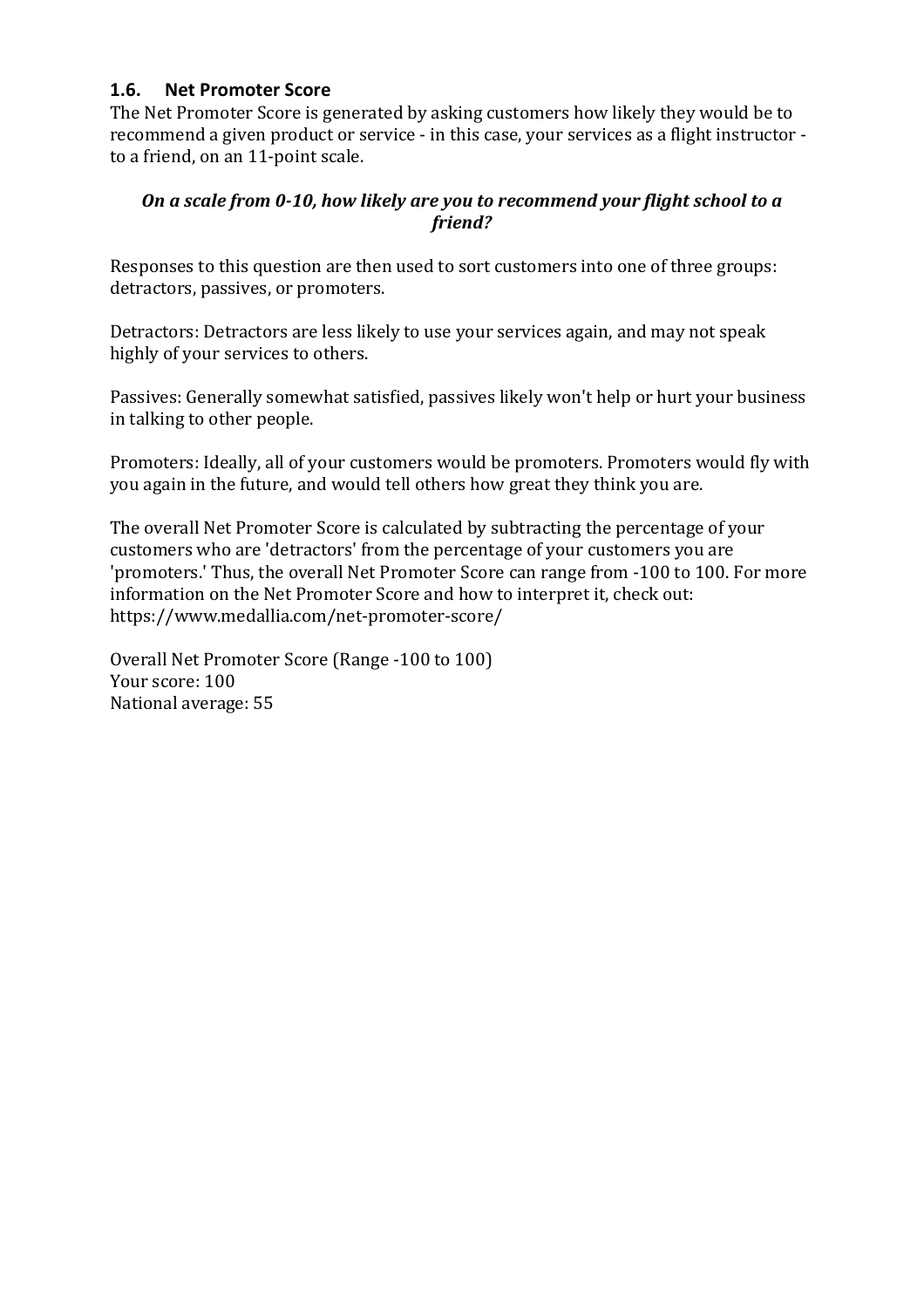### 1.6. Net Promoter Score

The Net Promoter Score is generated by asking customers how likely they would be to recommend a given product or service - in this case, your services as a flight instructor - to a friend, on an 11-point scale.

***On a scale from 0-10, how likely are you to recommend your flight school to a friend?***

Responses to this question are then used to sort customers into one of three groups: detractors, passives, or promoters.

Detractors: Detractors are less likely to use your services again, and may not speak highly of your services to others.

Passives: Generally somewhat satisfied, passives likely won't help or hurt your business in talking to other people.

Promoters: Ideally, all of your customers would be promoters. Promoters would fly with you again in the future, and would tell others how great they think you are.

The overall Net Promoter Score is calculated by subtracting the percentage of your customers who are 'detractors' from the percentage of your customers you are 'promoters.' Thus, the overall Net Promoter Score can range from -100 to 100. For more information on the Net Promoter Score and how to interpret it, check out: https://www.medallia.com/net-promoter-score/

Overall Net Promoter Score (Range -100 to 100)
Your score: 100
National average: 55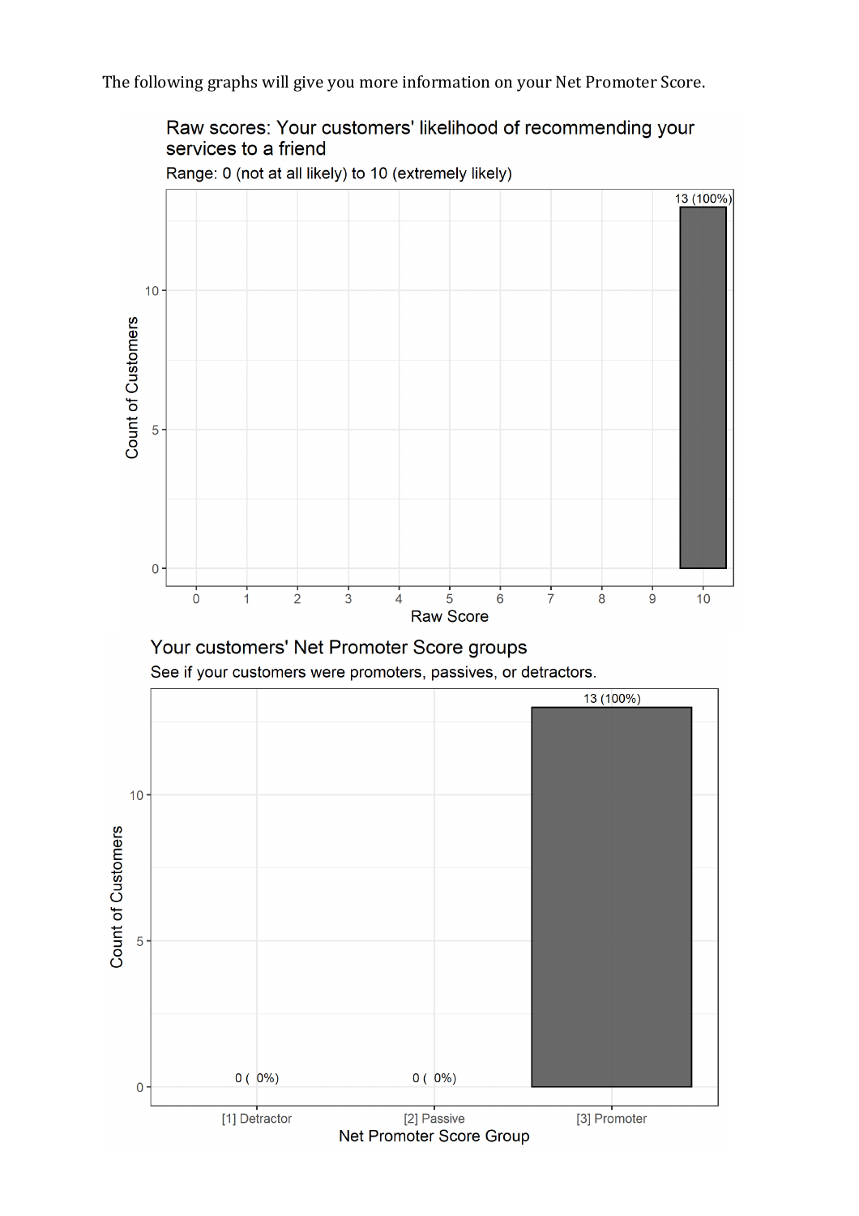The following graphs will give you more information on your Net Promoter Score.

**Raw scores: Your customers' likelihood of recommending your services to a friend**

Range: 0 (not at all likely) to 10 (extremely likely)

| Raw Score | Count of Customers |
|---|---|
| 10 | 13 (100%) |

**Your customers' Net Promoter Score groups**

See if your customers were promoters, passives, or detractors.

| Net Promoter Score Group | Count of Customers |
|---|---|
| [1] Detractor | 0 ( 0%) |
| [2] Passive | 0 ( 0%) |
| [3] Promoter | 13 (100%) |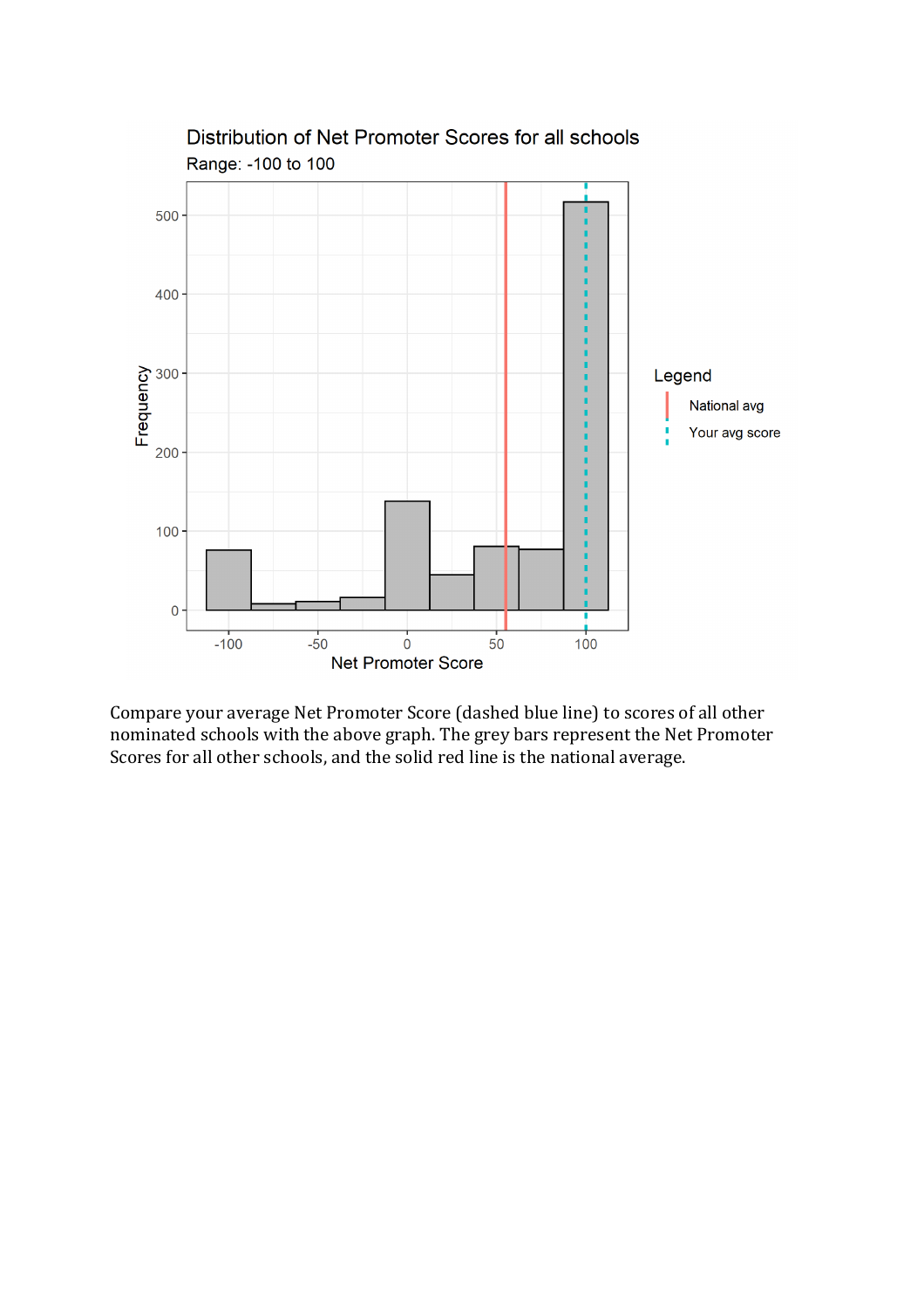Compare your average Net Promoter Score (dashed blue line) to scores of all other nominated schools with the above graph. The grey bars represent the Net Promoter Scores for all other schools, and the solid red line is the national average.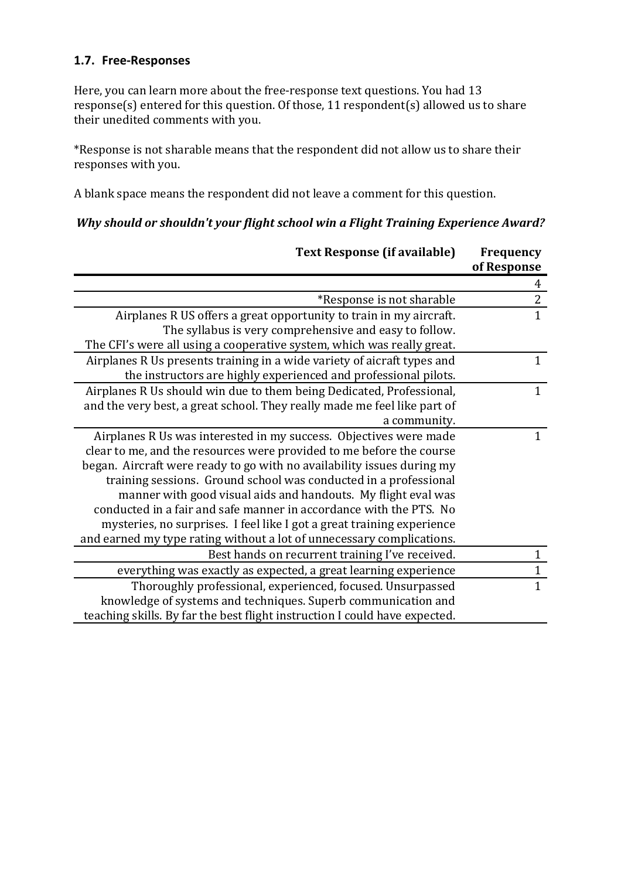### 1.7. Free-Responses

Here, you can learn more about the free-response text questions. You had 13 response(s) entered for this question. Of those, 11 respondent(s) allowed us to share their unedited comments with you.

*Response is not sharable means that the respondent did not allow us to share their responses with you.

A blank space means the respondent did not leave a comment for this question.

***Why should or shouldn't your flight school win a Flight Training Experience Award?***

| Text Response (if available) | Frequency of Response |
| --- | --- |
| | 4 |
| *Response is not sharable | 2 |
| Airplanes R US offers a great opportunity to train in my aircraft. The syllabus is very comprehensive and easy to follow. The CFI's were all using a cooperative system, which was really great. | 1 |
| Airplanes R Us presents training in a wide variety of aicraft types and the instructors are highly experienced and professional pilots. | 1 |
| Airplanes R Us should win due to them being Dedicated, Professional, and the very best, a great school. They really made me feel like part of a community. | 1 |
| Airplanes R Us was interested in my success. Objectives were made clear to me, and the resources were provided to me before the course began. Aircraft were ready to go with no availability issues during my training sessions. Ground school was conducted in a professional manner with good visual aids and handouts. My flight eval was conducted in a fair and safe manner in accordance with the PTS. No mysteries, no surprises. I feel like I got a great training experience and earned my type rating without a lot of unnecessary complications. | 1 |
| Best hands on recurrent training I've received. | 1 |
| everything was exactly as expected, a great learning experience | 1 |
| Thoroughly professional, experienced, focused. Unsurpassed knowledge of systems and techniques. Superb communication and teaching skills. By far the best flight instruction I could have expected. | 1 |